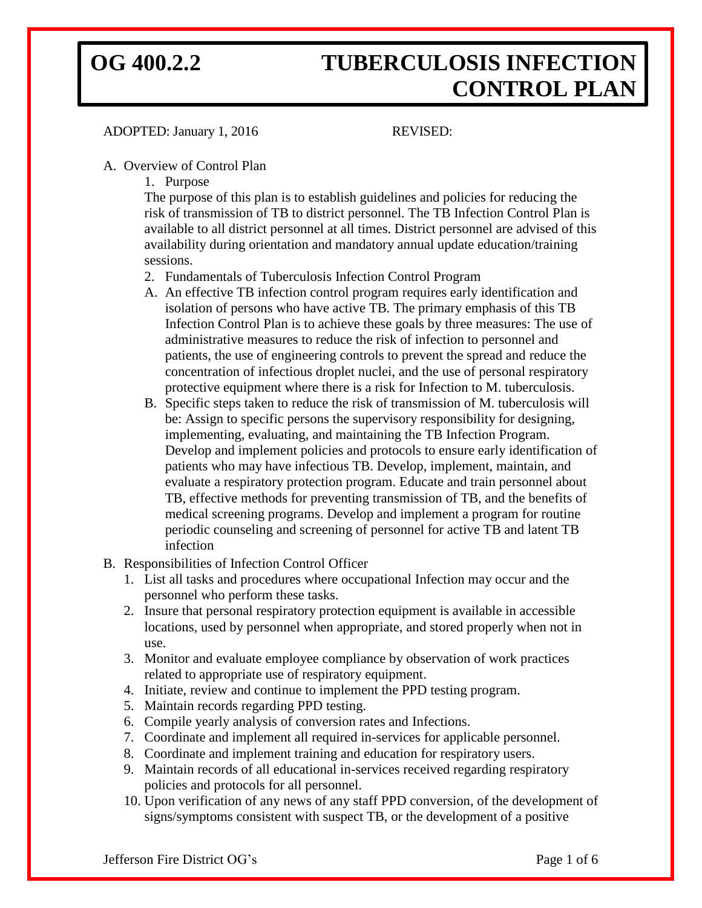# OG 400.2.2 TUBERCULOSIS INFECTION CONTROL PLAN

ADOPTED: January 1, 2016 REVISED:

A. Overview of Control Plan
   1. Purpose

   The purpose of this plan is to establish guidelines and policies for reducing the risk of transmission of TB to district personnel. The TB Infection Control Plan is available to all district personnel at all times. District personnel are advised of this availability during orientation and mandatory annual update education/training sessions.

   2. Fundamentals of Tuberculosis Infection Control Program

   A. An effective TB infection control program requires early identification and isolation of persons who have active TB. The primary emphasis of this TB Infection Control Plan is to achieve these goals by three measures: The use of administrative measures to reduce the risk of infection to personnel and patients, the use of engineering controls to prevent the spread and reduce the concentration of infectious droplet nuclei, and the use of personal respiratory protective equipment where there is a risk for Infection to M. tuberculosis.

   B. Specific steps taken to reduce the risk of transmission of M. tuberculosis will be: Assign to specific persons the supervisory responsibility for designing, implementing, evaluating, and maintaining the TB Infection Program. Develop and implement policies and protocols to ensure early identification of patients who may have infectious TB. Develop, implement, maintain, and evaluate a respiratory protection program. Educate and train personnel about TB, effective methods for preventing transmission of TB, and the benefits of medical screening programs. Develop and implement a program for routine periodic counseling and screening of personnel for active TB and latent TB infection

B. Responsibilities of Infection Control Officer
   1. List all tasks and procedures where occupational Infection may occur and the personnel who perform these tasks.
   2. Insure that personal respiratory protection equipment is available in accessible locations, used by personnel when appropriate, and stored properly when not in use.
   3. Monitor and evaluate employee compliance by observation of work practices related to appropriate use of respiratory equipment.
   4. Initiate, review and continue to implement the PPD testing program.
   5. Maintain records regarding PPD testing.
   6. Compile yearly analysis of conversion rates and Infections.
   7. Coordinate and implement all required in-services for applicable personnel.
   8. Coordinate and implement training and education for respiratory users.
   9. Maintain records of all educational in-services received regarding respiratory policies and protocols for all personnel.
   10. Upon verification of any news of any staff PPD conversion, of the development of signs/symptoms consistent with suspect TB, or the development of a positive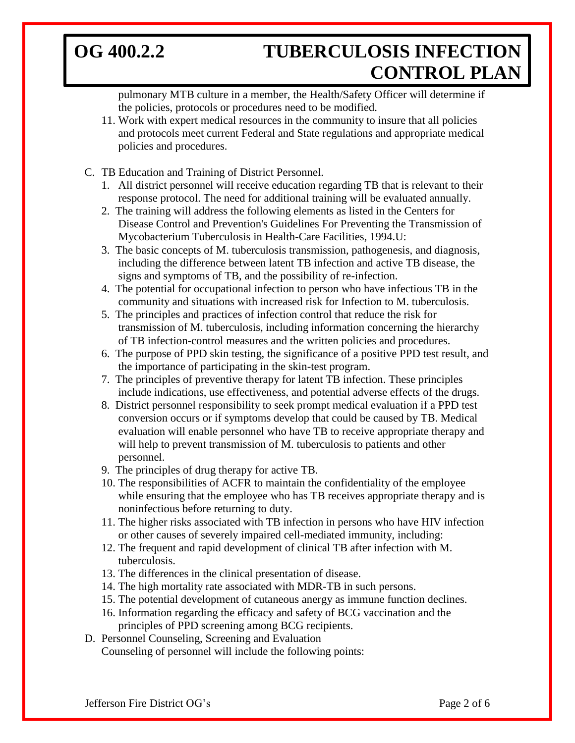pulmonary MTB culture in a member, the Health/Safety Officer will determine if the policies, protocols or procedures need to be modified.

11. Work with expert medical resources in the community to insure that all policies and protocols meet current Federal and State regulations and appropriate medical policies and procedures.

C. TB Education and Training of District Personnel.

1. All district personnel will receive education regarding TB that is relevant to their response protocol. The need for additional training will be evaluated annually.
2. The training will address the following elements as listed in the Centers for Disease Control and Prevention's Guidelines For Preventing the Transmission of Mycobacterium Tuberculosis in Health-Care Facilities, 1994.U:
3. The basic concepts of M. tuberculosis transmission, pathogenesis, and diagnosis, including the difference between latent TB infection and active TB disease, the signs and symptoms of TB, and the possibility of re-infection.
4. The potential for occupational infection to person who have infectious TB in the community and situations with increased risk for Infection to M. tuberculosis.
5. The principles and practices of infection control that reduce the risk for transmission of M. tuberculosis, including information concerning the hierarchy of TB infection-control measures and the written policies and procedures.
6. The purpose of PPD skin testing, the significance of a positive PPD test result, and the importance of participating in the skin-test program.
7. The principles of preventive therapy for latent TB infection. These principles include indications, use effectiveness, and potential adverse effects of the drugs.
8. District personnel responsibility to seek prompt medical evaluation if a PPD test conversion occurs or if symptoms develop that could be caused by TB. Medical evaluation will enable personnel who have TB to receive appropriate therapy and will help to prevent transmission of M. tuberculosis to patients and other personnel.
9. The principles of drug therapy for active TB.
10. The responsibilities of ACFR to maintain the confidentiality of the employee while ensuring that the employee who has TB receives appropriate therapy and is noninfectious before returning to duty.
11. The higher risks associated with TB infection in persons who have HIV infection or other causes of severely impaired cell-mediated immunity, including:
12. The frequent and rapid development of clinical TB after infection with M. tuberculosis.
13. The differences in the clinical presentation of disease.
14. The high mortality rate associated with MDR-TB in such persons.
15. The potential development of cutaneous anergy as immune function declines.
16. Information regarding the efficacy and safety of BCG vaccination and the principles of PPD screening among BCG recipients.

D. Personnel Counseling, Screening and Evaluation

Counseling of personnel will include the following points: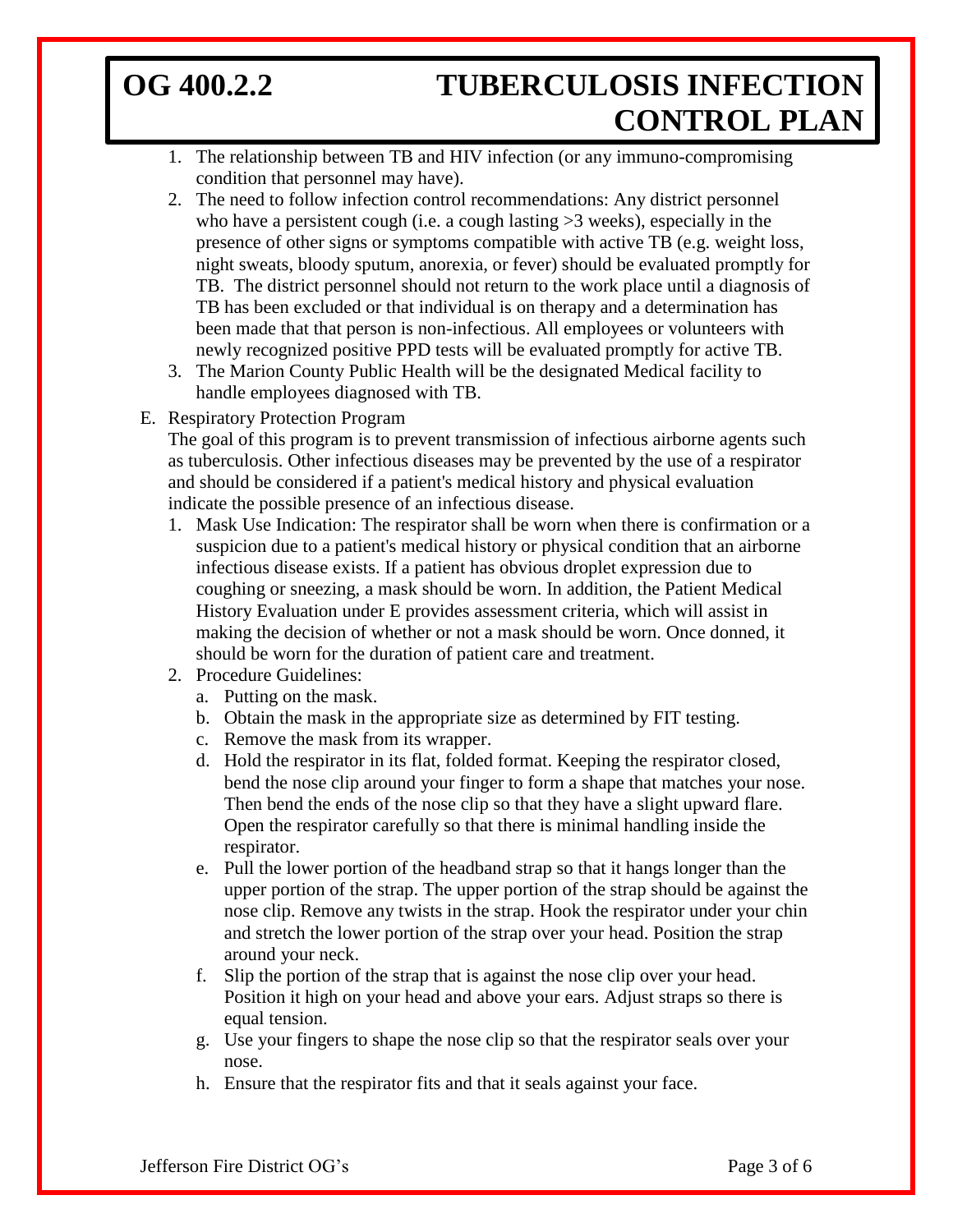1. The relationship between TB and HIV infection (or any immuno-compromising condition that personnel may have).
2. The need to follow infection control recommendations: Any district personnel who have a persistent cough (i.e. a cough lasting >3 weeks), especially in the presence of other signs or symptoms compatible with active TB (e.g. weight loss, night sweats, bloody sputum, anorexia, or fever) should be evaluated promptly for TB. The district personnel should not return to the work place until a diagnosis of TB has been excluded or that individual is on therapy and a determination has been made that that person is non-infectious. All employees or volunteers with newly recognized positive PPD tests will be evaluated promptly for active TB.
3. The Marion County Public Health will be the designated Medical facility to handle employees diagnosed with TB.

E. Respiratory Protection Program

The goal of this program is to prevent transmission of infectious airborne agents such as tuberculosis. Other infectious diseases may be prevented by the use of a respirator and should be considered if a patient's medical history and physical evaluation indicate the possible presence of an infectious disease.

1. Mask Use Indication: The respirator shall be worn when there is confirmation or a suspicion due to a patient's medical history or physical condition that an airborne infectious disease exists. If a patient has obvious droplet expression due to coughing or sneezing, a mask should be worn. In addition, the Patient Medical History Evaluation under E provides assessment criteria, which will assist in making the decision of whether or not a mask should be worn. Once donned, it should be worn for the duration of patient care and treatment.
2. Procedure Guidelines:
   a. Putting on the mask.
   b. Obtain the mask in the appropriate size as determined by FIT testing.
   c. Remove the mask from its wrapper.
   d. Hold the respirator in its flat, folded format. Keeping the respirator closed, bend the nose clip around your finger to form a shape that matches your nose. Then bend the ends of the nose clip so that they have a slight upward flare. Open the respirator carefully so that there is minimal handling inside the respirator.
   e. Pull the lower portion of the headband strap so that it hangs longer than the upper portion of the strap. The upper portion of the strap should be against the nose clip. Remove any twists in the strap. Hook the respirator under your chin and stretch the lower portion of the strap over your head. Position the strap around your neck.
   f. Slip the portion of the strap that is against the nose clip over your head. Position it high on your head and above your ears. Adjust straps so there is equal tension.
   g. Use your fingers to shape the nose clip so that the respirator seals over your nose.
   h. Ensure that the respirator fits and that it seals against your face.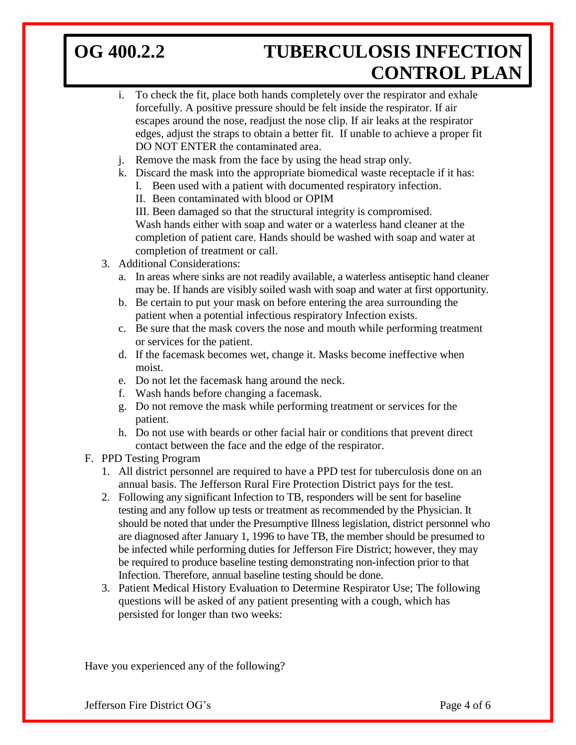i. To check the fit, place both hands completely over the respirator and exhale forcefully. A positive pressure should be felt inside the respirator. If air escapes around the nose, readjust the nose clip. If air leaks at the respirator edges, adjust the straps to obtain a better fit. If unable to achieve a proper fit DO NOT ENTER the contaminated area.

j. Remove the mask from the face by using the head strap only.

k. Discard the mask into the appropriate biomedical waste receptacle if it has:
   - I. Been used with a patient with documented respiratory infection.
   - II. Been contaminated with blood or OPIM
   - III. Been damaged so that the structural integrity is compromised.

   Wash hands either with soap and water or a waterless hand cleaner at the completion of patient care. Hands should be washed with soap and water at completion of treatment or call.

3. Additional Considerations:
   a. In areas where sinks are not readily available, a waterless antiseptic hand cleaner may be. If hands are visibly soiled wash with soap and water at first opportunity.
   b. Be certain to put your mask on before entering the area surrounding the patient when a potential infectious respiratory Infection exists.
   c. Be sure that the mask covers the nose and mouth while performing treatment or services for the patient.
   d. If the facemask becomes wet, change it. Masks become ineffective when moist.
   e. Do not let the facemask hang around the neck.
   f. Wash hands before changing a facemask.
   g. Do not remove the mask while performing treatment or services for the patient.
   h. Do not use with beards or other facial hair or conditions that prevent direct contact between the face and the edge of the respirator.

F. PPD Testing Program
   1. All district personnel are required to have a PPD test for tuberculosis done on an annual basis. The Jefferson Rural Fire Protection District pays for the test.
   2. Following any significant Infection to TB, responders will be sent for baseline testing and any follow up tests or treatment as recommended by the Physician. It should be noted that under the Presumptive Illness legislation, district personnel who are diagnosed after January 1, 1996 to have TB, the member should be presumed to be infected while performing duties for Jefferson Fire District; however, they may be required to produce baseline testing demonstrating non-infection prior to that Infection. Therefore, annual baseline testing should be done.
   3. Patient Medical History Evaluation to Determine Respirator Use; The following questions will be asked of any patient presenting with a cough, which has persisted for longer than two weeks:

Have you experienced any of the following?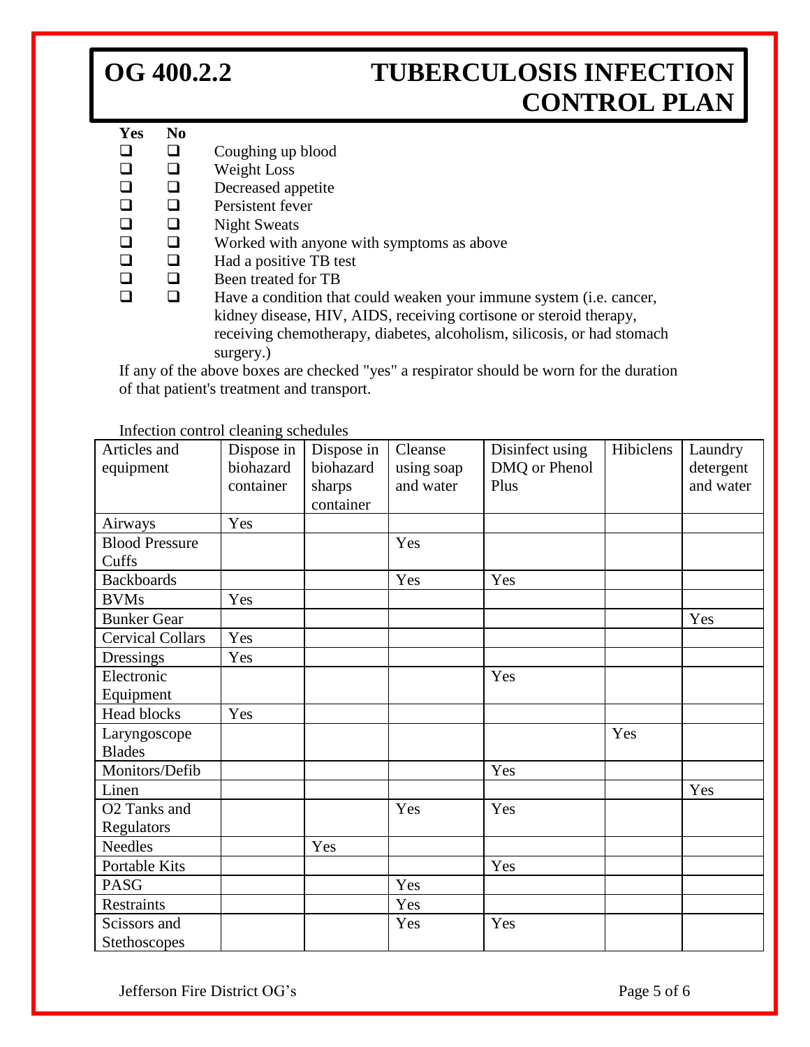| Yes | No | |
|---|---|---|
| ❑ | ❑ | Coughing up blood |
| ❑ | ❑ | Weight Loss |
| ❑ | ❑ | Decreased appetite |
| ❑ | ❑ | Persistent fever |
| ❑ | ❑ | Night Sweats |
| ❑ | ❑ | Worked with anyone with symptoms as above |
| ❑ | ❑ | Had a positive TB test |
| ❑ | ❑ | Been treated for TB |
| ❑ | ❑ | Have a condition that could weaken your immune system (i.e. cancer, kidney disease, HIV, AIDS, receiving cortisone or steroid therapy, receiving chemotherapy, diabetes, alcoholism, silicosis, or had stomach surgery.) |

If any of the above boxes are checked "yes" a respirator should be worn for the duration of that patient's treatment and transport.

Infection control cleaning schedules

| Articles and equipment | Dispose in biohazard container | Dispose in biohazard sharps container | Cleanse using soap and water | Disinfect using DMQ or Phenol Plus | Hibiclens | Laundry detergent and water |
|---|---|---|---|---|---|---|
| Airways | Yes | | | | | |
| Blood Pressure Cuffs | | | Yes | | | |
| Backboards | | | Yes | Yes | | |
| BVMs | Yes | | | | | |
| Bunker Gear | | | | | | Yes |
| Cervical Collars | Yes | | | | | |
| Dressings | Yes | | | | | |
| Electronic Equipment | | | | Yes | | |
| Head blocks | Yes | | | | | |
| Laryngoscope Blades | | | | | Yes | |
| Monitors/Defib | | | | Yes | | |
| Linen | | | | | | Yes |
| O2 Tanks and Regulators | | | Yes | Yes | | |
| Needles | | Yes | | | | |
| Portable Kits | | | | Yes | | |
| PASG | | | Yes | | | |
| Restraints | | | Yes | | | |
| Scissors and Stethoscopes | | | Yes | Yes | | |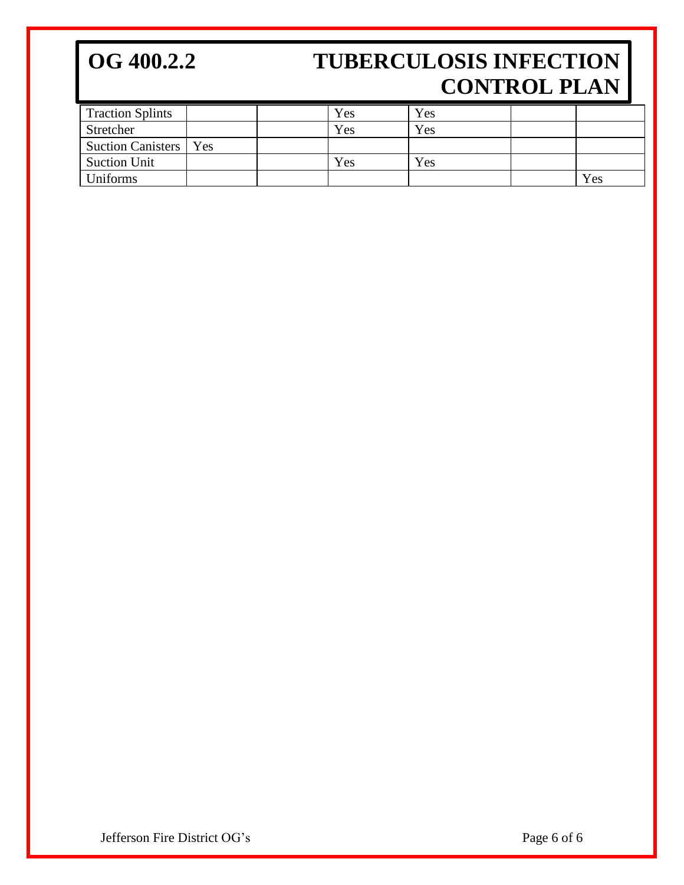| | | | | | | |
|---|---|---|---|---|---|---|
| Traction Splints | | | Yes | Yes | | |
| Stretcher | | | Yes | Yes | | |
| Suction Canisters | Yes | | | | | |
| Suction Unit | | | Yes | Yes | | |
| Uniforms | | | | | | Yes |